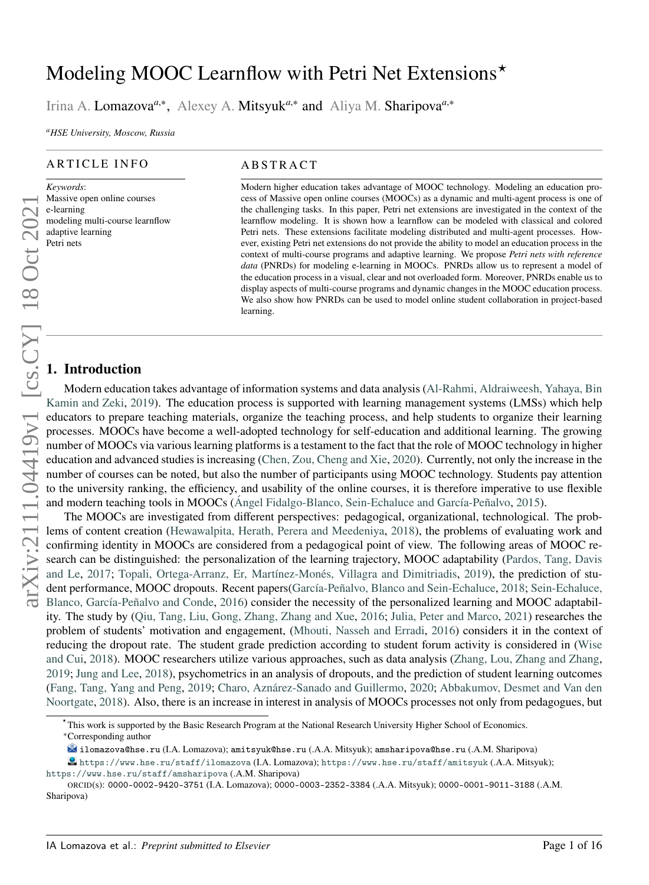# Modeling MOOC Learnflow with Petri Net Extensions[⋆]

Irina A. Lomazova[a,*], Alexey A. Mitsyuk[a,*] and Aliya M. Sharipova[a,*]

[a]*HSE University, Moscow, Russia*

## ARTICLE INFO

*Keywords*:
Massive open online courses
e-learning
modeling multi-course learnflow
adaptive learning
Petri nets

## ABSTRACT

Modern higher education takes advantage of MOOC technology. Modeling an education process of Massive open online courses (MOOCs) as a dynamic and multi-agent process is one of the challenging tasks. In this paper, Petri net extensions are investigated in the context of the learnflow modeling. It is shown how a learnflow can be modeled with classical and colored Petri nets. These extensions facilitate modeling distributed and multi-agent processes. However, existing Petri net extensions do not provide the ability to model an education process in the context of multi-course programs and adaptive learning. We propose *Petri nets with reference data* (PNRDs) for modeling e-learning in MOOCs. PNRDs allow us to represent a model of the education process in a visual, clear and not overloaded form. Moreover, PNRDs enable us to display aspects of multi-course programs and dynamic changes in the MOOC education process. We also show how PNRDs can be used to model online student collaboration in project-based learning.

## 1. Introduction

Modern education takes advantage of information systems and data analysis (Al-Rahmi, Aldraiweesh, Yahaya, Bin Kamin and Zeki, 2019). The education process is supported with learning management systems (LMSs) which help educators to prepare teaching materials, organize the teaching process, and help students to organize their learning processes. MOOCs have become a well-adopted technology for self-education and additional learning. The growing number of MOOCs via various learning platforms is a testament to the fact that the role of MOOC technology in higher education and advanced studies is increasing (Chen, Zou, Cheng and Xie, 2020). Currently, not only the increase in the number of courses can be noted, but also the number of participants using MOOC technology. Students pay attention to the university ranking, the efficiency, and usability of the online courses, it is therefore imperative to use flexible and modern teaching tools in MOOCs (Ángel Fidalgo-Blanco, Sein-Echaluce and García-Peñalvo, 2015).

The MOOCs are investigated from different perspectives: pedagogical, organizational, technological. The problems of content creation (Hewawalpita, Herath, Perera and Meedeniya, 2018), the problems of evaluating work and confirming identity in MOOCs are considered from a pedagogical point of view. The following areas of MOOC research can be distinguished: the personalization of the learning trajectory, MOOC adaptability (Pardos, Tang, Davis and Le, 2017; Topali, Ortega-Arranz, Er, Martínez-Monés, Villagra and Dimitriadis, 2019), the prediction of student performance, MOOC dropouts. Recent papers(García-Peñalvo, Blanco and Sein-Echaluce, 2018; Sein-Echaluce, Blanco, García-Peñalvo and Conde, 2016) consider the necessity of the personalized learning and MOOC adaptability. The study by (Qiu, Tang, Liu, Gong, Zhang, Zhang and Xue, 2016; Julia, Peter and Marco, 2021) researches the problem of students' motivation and engagement, (Mhouti, Nasseh and Erradi, 2016) considers it in the context of reducing the dropout rate. The student grade prediction according to student forum activity is considered in (Wise and Cui, 2018). MOOC researchers utilize various approaches, such as data analysis (Zhang, Lou, Zhang and Zhang, 2019; Jung and Lee, 2018), psychometrics in an analysis of dropouts, and the prediction of student learning outcomes (Fang, Tang, Yang and Peng, 2019; Charo, Aznárez-Sanado and Guillermo, 2020; Abbakumov, Desmet and Van den Noortgate, 2018). Also, there is an increase in interest in analysis of MOOCs processes not only from pedagogues, but

---

[⋆] This work is supported by the Basic Research Program at the National Research University Higher School of Economics.
[*] Corresponding author
ilomazova@hse.ru (I.A. Lomazova); amitsyuk@hse.ru (.A.A. Mitsyuk); amsharipova@hse.ru (.A.M. Sharipova)
https://www.hse.ru/staff/ilomazova (I.A. Lomazova); https://www.hse.ru/staff/amitsyuk (.A.A. Mitsyuk); https://www.hse.ru/staff/amsharipova (.A.M. Sharipova)
ORCID(s): 0000-0002-9420-3751 (I.A. Lomazova); 0000-0003-2352-3384 (.A.A. Mitsyuk); 0000-0001-9011-3188 (.A.M. Sharipova)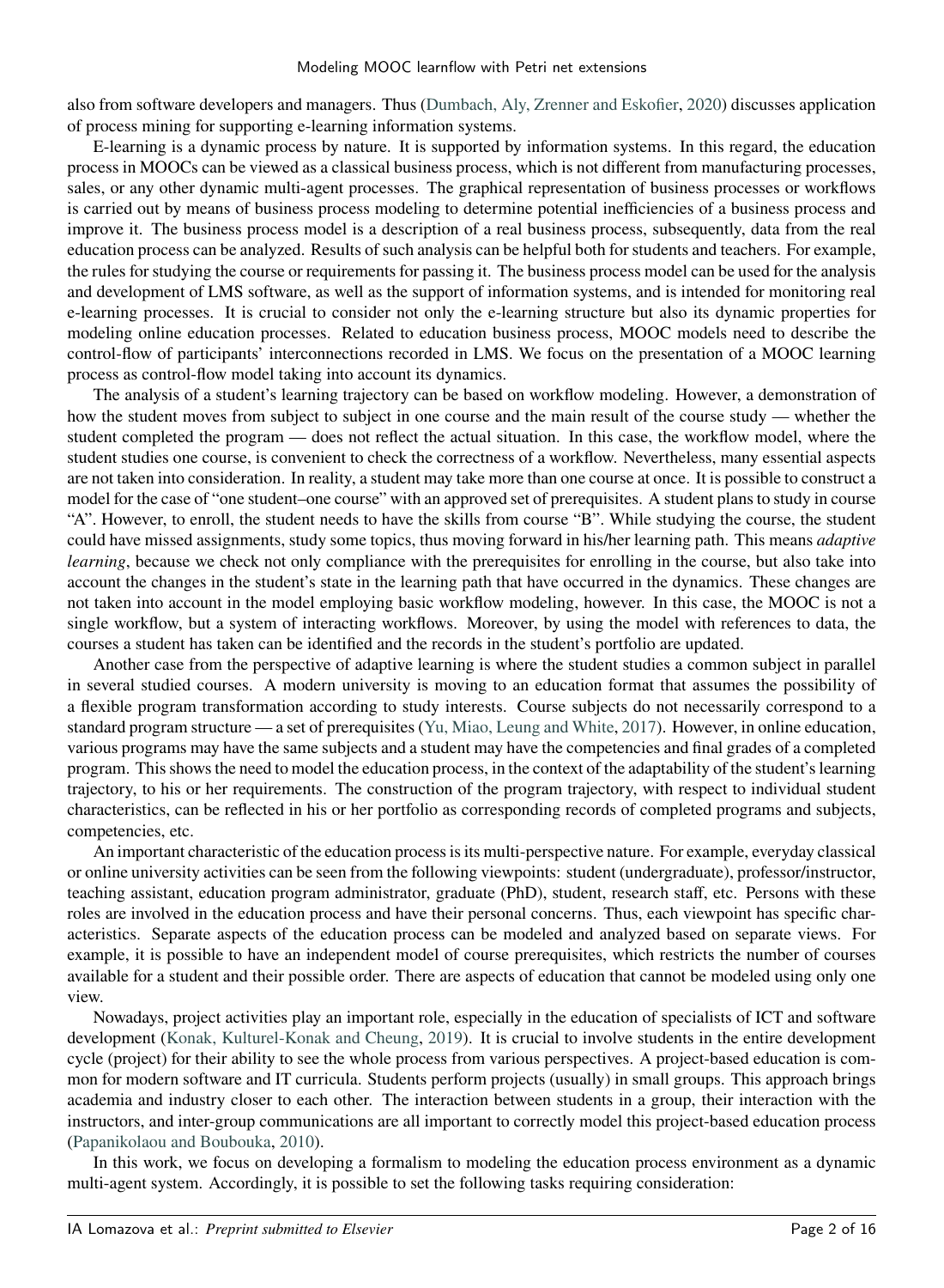also from software developers and managers. Thus (Dumbach, Aly, Zrenner and Eskofier, 2020) discusses application of process mining for supporting e-learning information systems.

E-learning is a dynamic process by nature. It is supported by information systems. In this regard, the education process in MOOCs can be viewed as a classical business process, which is not different from manufacturing processes, sales, or any other dynamic multi-agent processes. The graphical representation of business processes or workflows is carried out by means of business process modeling to determine potential inefficiencies of a business process and improve it. The business process model is a description of a real business process, subsequently, data from the real education process can be analyzed. Results of such analysis can be helpful both for students and teachers. For example, the rules for studying the course or requirements for passing it. The business process model can be used for the analysis and development of LMS software, as well as the support of information systems, and is intended for monitoring real e-learning processes. It is crucial to consider not only the e-learning structure but also its dynamic properties for modeling online education processes. Related to education business process, MOOC models need to describe the control-flow of participants' interconnections recorded in LMS. We focus on the presentation of a MOOC learning process as control-flow model taking into account its dynamics.

The analysis of a student's learning trajectory can be based on workflow modeling. However, a demonstration of how the student moves from subject to subject in one course and the main result of the course study — whether the student completed the program — does not reflect the actual situation. In this case, the workflow model, where the student studies one course, is convenient to check the correctness of a workflow. Nevertheless, many essential aspects are not taken into consideration. In reality, a student may take more than one course at once. It is possible to construct a model for the case of "one student–one course" with an approved set of prerequisites. A student plans to study in course "A". However, to enroll, the student needs to have the skills from course "B". While studying the course, the student could have missed assignments, study some topics, thus moving forward in his/her learning path. This means *adaptive learning*, because we check not only compliance with the prerequisites for enrolling in the course, but also take into account the changes in the student's state in the learning path that have occurred in the dynamics. These changes are not taken into account in the model employing basic workflow modeling, however. In this case, the MOOC is not a single workflow, but a system of interacting workflows. Moreover, by using the model with references to data, the courses a student has taken can be identified and the records in the student's portfolio are updated.

Another case from the perspective of adaptive learning is where the student studies a common subject in parallel in several studied courses. A modern university is moving to an education format that assumes the possibility of a flexible program transformation according to study interests. Course subjects do not necessarily correspond to a standard program structure — a set of prerequisites (Yu, Miao, Leung and White, 2017). However, in online education, various programs may have the same subjects and a student may have the competencies and final grades of a completed program. This shows the need to model the education process, in the context of the adaptability of the student's learning trajectory, to his or her requirements. The construction of the program trajectory, with respect to individual student characteristics, can be reflected in his or her portfolio as corresponding records of completed programs and subjects, competencies, etc.

An important characteristic of the education process is its multi-perspective nature. For example, everyday classical or online university activities can be seen from the following viewpoints: student (undergraduate), professor/instructor, teaching assistant, education program administrator, graduate (PhD), student, research staff, etc. Persons with these roles are involved in the education process and have their personal concerns. Thus, each viewpoint has specific characteristics. Separate aspects of the education process can be modeled and analyzed based on separate views. For example, it is possible to have an independent model of course prerequisites, which restricts the number of courses available for a student and their possible order. There are aspects of education that cannot be modeled using only one view.

Nowadays, project activities play an important role, especially in the education of specialists of ICT and software development (Konak, Kulturel-Konak and Cheung, 2019). It is crucial to involve students in the entire development cycle (project) for their ability to see the whole process from various perspectives. A project-based education is common for modern software and IT curricula. Students perform projects (usually) in small groups. This approach brings academia and industry closer to each other. The interaction between students in a group, their interaction with the instructors, and inter-group communications are all important to correctly model this project-based education process (Papanikolaou and Boubouka, 2010).

In this work, we focus on developing a formalism to modeling the education process environment as a dynamic multi-agent system. Accordingly, it is possible to set the following tasks requiring consideration: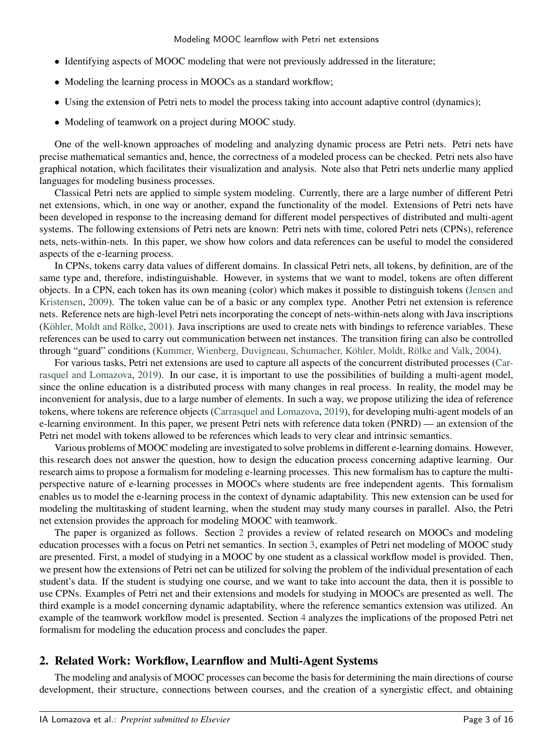- Identifying aspects of MOOC modeling that were not previously addressed in the literature;
- Modeling the learning process in MOOCs as a standard workflow;
- Using the extension of Petri nets to model the process taking into account adaptive control (dynamics);
- Modeling of teamwork on a project during MOOC study.

One of the well-known approaches of modeling and analyzing dynamic process are Petri nets. Petri nets have precise mathematical semantics and, hence, the correctness of a modeled process can be checked. Petri nets also have graphical notation, which facilitates their visualization and analysis. Note also that Petri nets underlie many applied languages for modeling business processes.

Classical Petri nets are applied to simple system modeling. Currently, there are a large number of different Petri net extensions, which, in one way or another, expand the functionality of the model. Extensions of Petri nets have been developed in response to the increasing demand for different model perspectives of distributed and multi-agent systems. The following extensions of Petri nets are known: Petri nets with time, colored Petri nets (CPNs), reference nets, nets-within-nets. In this paper, we show how colors and data references can be useful to model the considered aspects of the e-learning process.

In CPNs, tokens carry data values of different domains. In classical Petri nets, all tokens, by definition, are of the same type and, therefore, indistinguishable. However, in systems that we want to model, tokens are often different objects. In a CPN, each token has its own meaning (color) which makes it possible to distinguish tokens (Jensen and Kristensen, 2009). The token value can be of a basic or any complex type. Another Petri net extension is reference nets. Reference nets are high-level Petri nets incorporating the concept of nets-within-nets along with Java inscriptions (Köhler, Moldt and Rölke, 2001). Java inscriptions are used to create nets with bindings to reference variables. These references can be used to carry out communication between net instances. The transition firing can also be controlled through "guard" conditions (Kummer, Wienberg, Duvigneau, Schumacher, Köhler, Moldt, Rölke and Valk, 2004).

For various tasks, Petri net extensions are used to capture all aspects of the concurrent distributed processes (Carrasquel and Lomazova, 2019). In our case, it is important to use the possibilities of building a multi-agent model, since the online education is a distributed process with many changes in real process. In reality, the model may be inconvenient for analysis, due to a large number of elements. In such a way, we propose utilizing the idea of reference tokens, where tokens are reference objects (Carrasquel and Lomazova, 2019), for developing multi-agent models of an e-learning environment. In this paper, we present Petri nets with reference data token (PNRD) — an extension of the Petri net model with tokens allowed to be references which leads to very clear and intrinsic semantics.

Various problems of MOOC modeling are investigated to solve problems in different e-learning domains. However, this research does not answer the question, how to design the education process concerning adaptive learning. Our research aims to propose a formalism for modeling e-learning processes. This new formalism has to capture the multi-perspective nature of e-learning processes in MOOCs where students are free independent agents. This formalism enables us to model the e-learning process in the context of dynamic adaptability. This new extension can be used for modeling the multitasking of student learning, when the student may study many courses in parallel. Also, the Petri net extension provides the approach for modeling MOOC with teamwork.

The paper is organized as follows. Section 2 provides a review of related research on MOOCs and modeling education processes with a focus on Petri net semantics. In section 3, examples of Petri net modeling of MOOC study are presented. First, a model of studying in a MOOC by one student as a classical workflow model is provided. Then, we present how the extensions of Petri net can be utilized for solving the problem of the individual presentation of each student's data. If the student is studying one course, and we want to take into account the data, then it is possible to use CPNs. Examples of Petri net and their extensions and models for studying in MOOCs are presented as well. The third example is a model concerning dynamic adaptability, where the reference semantics extension was utilized. An example of the teamwork workflow model is presented. Section 4 analyzes the implications of the proposed Petri net formalism for modeling the education process and concludes the paper.

## 2. Related Work: Workflow, Learnflow and Multi-Agent Systems

The modeling and analysis of MOOC processes can become the basis for determining the main directions of course development, their structure, connections between courses, and the creation of a synergistic effect, and obtaining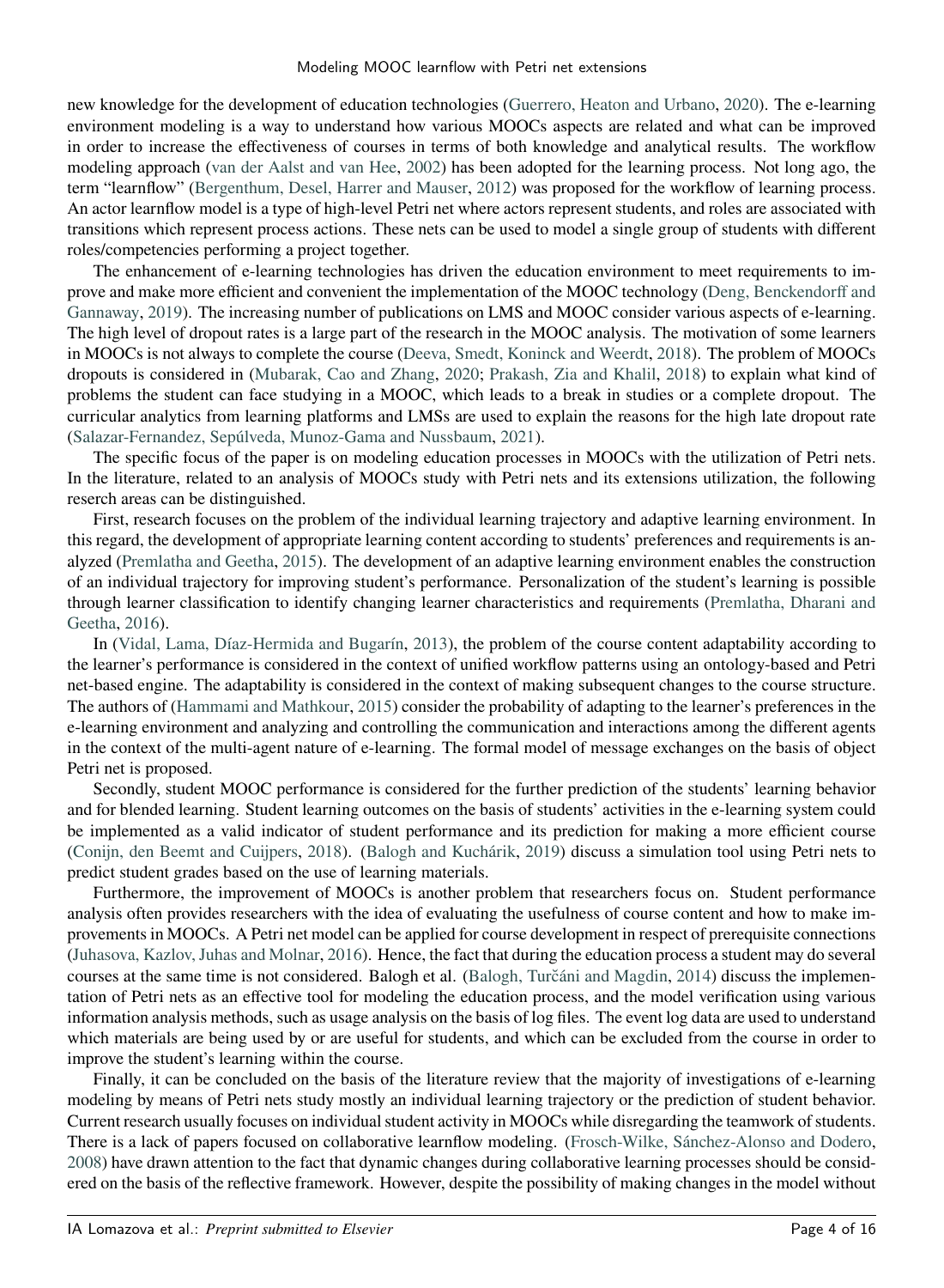new knowledge for the development of education technologies (Guerrero, Heaton and Urbano, 2020). The e-learning environment modeling is a way to understand how various MOOCs aspects are related and what can be improved in order to increase the effectiveness of courses in terms of both knowledge and analytical results. The workflow modeling approach (van der Aalst and van Hee, 2002) has been adopted for the learning process. Not long ago, the term "learnflow" (Bergenthum, Desel, Harrer and Mauser, 2012) was proposed for the workflow of learning process. An actor learnflow model is a type of high-level Petri net where actors represent students, and roles are associated with transitions which represent process actions. These nets can be used to model a single group of students with different roles/competencies performing a project together.

The enhancement of e-learning technologies has driven the education environment to meet requirements to improve and make more efficient and convenient the implementation of the MOOC technology (Deng, Benckendorff and Gannaway, 2019). The increasing number of publications on LMS and MOOC consider various aspects of e-learning. The high level of dropout rates is a large part of the research in the MOOC analysis. The motivation of some learners in MOOCs is not always to complete the course (Deeva, Smedt, Koninck and Weerdt, 2018). The problem of MOOCs dropouts is considered in (Mubarak, Cao and Zhang, 2020; Prakash, Zia and Khalil, 2018) to explain what kind of problems the student can face studying in a MOOC, which leads to a break in studies or a complete dropout. The curricular analytics from learning platforms and LMSs are used to explain the reasons for the high late dropout rate (Salazar-Fernandez, Sepúlveda, Munoz-Gama and Nussbaum, 2021).

The specific focus of the paper is on modeling education processes in MOOCs with the utilization of Petri nets. In the literature, related to an analysis of MOOCs study with Petri nets and its extensions utilization, the following reserch areas can be distinguished.

First, research focuses on the problem of the individual learning trajectory and adaptive learning environment. In this regard, the development of appropriate learning content according to students' preferences and requirements is analyzed (Premlatha and Geetha, 2015). The development of an adaptive learning environment enables the construction of an individual trajectory for improving student's performance. Personalization of the student's learning is possible through learner classification to identify changing learner characteristics and requirements (Premlatha, Dharani and Geetha, 2016).

In (Vidal, Lama, Díaz-Hermida and Bugarín, 2013), the problem of the course content adaptability according to the learner's performance is considered in the context of unified workflow patterns using an ontology-based and Petri net-based engine. The adaptability is considered in the context of making subsequent changes to the course structure. The authors of (Hammami and Mathkour, 2015) consider the probability of adapting to the learner's preferences in the e-learning environment and analyzing and controlling the communication and interactions among the different agents in the context of the multi-agent nature of e-learning. The formal model of message exchanges on the basis of object Petri net is proposed.

Secondly, student MOOC performance is considered for the further prediction of the students' learning behavior and for blended learning. Student learning outcomes on the basis of students' activities in the e-learning system could be implemented as a valid indicator of student performance and its prediction for making a more efficient course (Conijn, den Beemt and Cuijpers, 2018). (Balogh and Kuchárik, 2019) discuss a simulation tool using Petri nets to predict student grades based on the use of learning materials.

Furthermore, the improvement of MOOCs is another problem that researchers focus on. Student performance analysis often provides researchers with the idea of evaluating the usefulness of course content and how to make improvements in MOOCs. A Petri net model can be applied for course development in respect of prerequisite connections (Juhasova, Kazlov, Juhas and Molnar, 2016). Hence, the fact that during the education process a student may do several courses at the same time is not considered. Balogh et al. (Balogh, Turčáni and Magdin, 2014) discuss the implementation of Petri nets as an effective tool for modeling the education process, and the model verification using various information analysis methods, such as usage analysis on the basis of log files. The event log data are used to understand which materials are being used by or are useful for students, and which can be excluded from the course in order to improve the student's learning within the course.

Finally, it can be concluded on the basis of the literature review that the majority of investigations of e-learning modeling by means of Petri nets study mostly an individual learning trajectory or the prediction of student behavior. Current research usually focuses on individual student activity in MOOCs while disregarding the teamwork of students. There is a lack of papers focused on collaborative learnflow modeling. (Frosch-Wilke, Sánchez-Alonso and Dodero, 2008) have drawn attention to the fact that dynamic changes during collaborative learning processes should be considered on the basis of the reflective framework. However, despite the possibility of making changes in the model without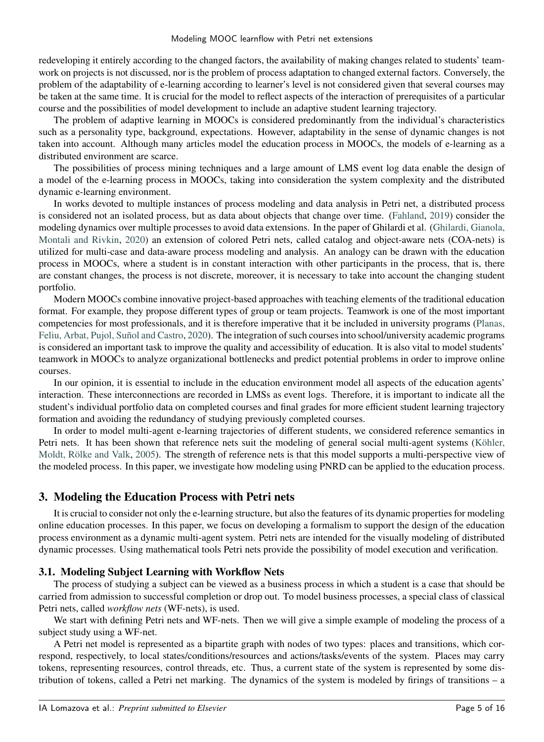redeveloping it entirely according to the changed factors, the availability of making changes related to students' teamwork on projects is not discussed, nor is the problem of process adaptation to changed external factors. Conversely, the problem of the adaptability of e-learning according to learner's level is not considered given that several courses may be taken at the same time. It is crucial for the model to reflect aspects of the interaction of prerequisites of a particular course and the possibilities of model development to include an adaptive student learning trajectory.

The problem of adaptive learning in MOOCs is considered predominantly from the individual's characteristics such as a personality type, background, expectations. However, adaptability in the sense of dynamic changes is not taken into account. Although many articles model the education process in MOOCs, the models of e-learning as a distributed environment are scarce.

The possibilities of process mining techniques and a large amount of LMS event log data enable the design of a model of the e-learning process in MOOCs, taking into consideration the system complexity and the distributed dynamic e-learning environment.

In works devoted to multiple instances of process modeling and data analysis in Petri net, a distributed process is considered not an isolated process, but as data about objects that change over time. (Fahland, 2019) consider the modeling dynamics over multiple processes to avoid data extensions. In the paper of Ghilardi et al. (Ghilardi, Gianola, Montali and Rivkin, 2020) an extension of colored Petri nets, called catalog and object-aware nets (COA-nets) is utilized for multi-case and data-aware process modeling and analysis. An analogy can be drawn with the education process in MOOCs, where a student is in constant interaction with other participants in the process, that is, there are constant changes, the process is not discrete, moreover, it is necessary to take into account the changing student portfolio.

Modern MOOCs combine innovative project-based approaches with teaching elements of the traditional education format. For example, they propose different types of group or team projects. Teamwork is one of the most important competencies for most professionals, and it is therefore imperative that it be included in university programs (Planas, Feliu, Arbat, Pujol, Suñol and Castro, 2020). The integration of such courses into school/university academic programs is considered an important task to improve the quality and accessibility of education. It is also vital to model students' teamwork in MOOCs to analyze organizational bottlenecks and predict potential problems in order to improve online courses.

In our opinion, it is essential to include in the education environment model all aspects of the education agents' interaction. These interconnections are recorded in LMSs as event logs. Therefore, it is important to indicate all the student's individual portfolio data on completed courses and final grades for more efficient student learning trajectory formation and avoiding the redundancy of studying previously completed courses.

In order to model multi-agent e-learning trajectories of different students, we considered reference semantics in Petri nets. It has been shown that reference nets suit the modeling of general social multi-agent systems (Köhler, Moldt, Rölke and Valk, 2005). The strength of reference nets is that this model supports a multi-perspective view of the modeled process. In this paper, we investigate how modeling using PNRD can be applied to the education process.

## 3. Modeling the Education Process with Petri nets

It is crucial to consider not only the e-learning structure, but also the features of its dynamic properties for modeling online education processes. In this paper, we focus on developing a formalism to support the design of the education process environment as a dynamic multi-agent system. Petri nets are intended for the visually modeling of distributed dynamic processes. Using mathematical tools Petri nets provide the possibility of model execution and verification.

### 3.1. Modeling Subject Learning with Workflow Nets

The process of studying a subject can be viewed as a business process in which a student is a case that should be carried from admission to successful completion or drop out. To model business processes, a special class of classical Petri nets, called *workflow nets* (WF-nets), is used.

We start with defining Petri nets and WF-nets. Then we will give a simple example of modeling the process of a subject study using a WF-net.

A Petri net model is represented as a bipartite graph with nodes of two types: places and transitions, which correspond, respectively, to local states/conditions/resources and actions/tasks/events of the system. Places may carry tokens, representing resources, control threads, etc. Thus, a current state of the system is represented by some distribution of tokens, called a Petri net marking. The dynamics of the system is modeled by firings of transitions – a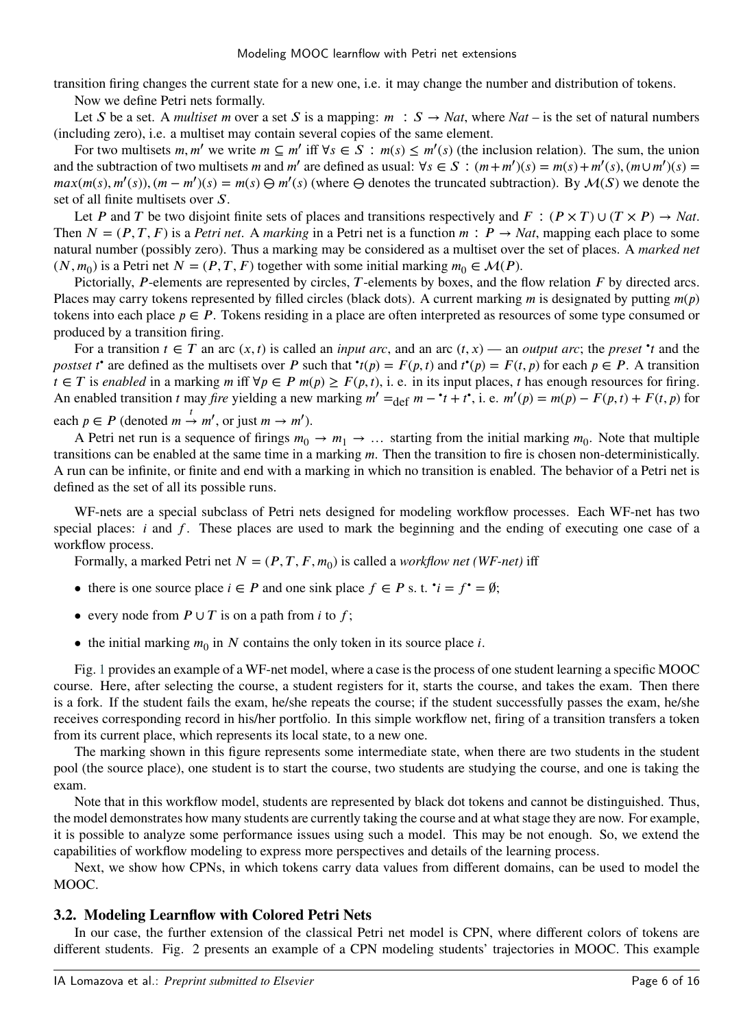transition firing changes the current state for a new one, i.e. it may change the number and distribution of tokens.

Now we define Petri nets formally.

Let $S$ be a set. A *multiset* $m$ over a set $S$ is a mapping: $m : S \to Nat$, where $Nat$ – is the set of natural numbers (including zero), i.e. a multiset may contain several copies of the same element.

For two multisets $m, m'$ we write $m \subseteq m'$ iff $\forall s \in S : m(s) \leq m'(s)$ (the inclusion relation). The sum, the union and the subtraction of two multisets $m$ and $m'$ are defined as usual: $\forall s \in S : (m+m')(s) = m(s)+m'(s), (m \cup m')(s) = max(m(s), m'(s)), (m - m')(s) = m(s) \ominus m'(s)$ (where $\ominus$ denotes the truncated subtraction). By $\mathcal{M}(S)$ we denote the set of all finite multisets over $S$.

Let $P$ and $T$ be two disjoint finite sets of places and transitions respectively and $F : (P \times T) \cup (T \times P) \to Nat$. Then $N = (P, T, F)$ is a *Petri net*. A *marking* in a Petri net is a function $m : P \to Nat$, mapping each place to some natural number (possibly zero). Thus a marking may be considered as a multiset over the set of places. A *marked net* $(N, m_0)$ is a Petri net $N = (P, T, F)$ together with some initial marking $m_0 \in \mathcal{M}(P)$.

Pictorially, $P$-elements are represented by circles, $T$-elements by boxes, and the flow relation $F$ by directed arcs. Places may carry tokens represented by filled circles (black dots). A current marking $m$ is designated by putting $m(p)$ tokens into each place $p \in P$. Tokens residing in a place are often interpreted as resources of some type consumed or produced by a transition firing.

For a transition $t \in T$ an arc $(x, t)$ is called an *input arc*, and an arc $(t, x)$ — an *output arc*; the *preset* ${}^\bullet t$ and the *postset* $t^\bullet$ are defined as the multisets over $P$ such that ${}^\bullet t(p) = F(p, t)$ and $t^\bullet(p) = F(t, p)$ for each $p \in P$. A transition $t \in T$ is *enabled* in a marking $m$ iff $\forall p \in P \; m(p) \geq F(p, t)$, i. e. in its input places, $t$ has enough resources for firing. An enabled transition $t$ may *fire* yielding a new marking $m' =_{\text{def}} m - {}^\bullet t + t^\bullet$, i. e. $m'(p) = m(p) - F(p, t) + F(t, p)$ for each $p \in P$ (denoted $m \xrightarrow{t} m'$, or just $m \to m'$).

A Petri net run is a sequence of firings $m_0 \to m_1 \to \dots$ starting from the initial marking $m_0$. Note that multiple transitions can be enabled at the same time in a marking $m$. Then the transition to fire is chosen non-deterministically. A run can be infinite, or finite and end with a marking in which no transition is enabled. The behavior of a Petri net is defined as the set of all its possible runs.

WF-nets are a special subclass of Petri nets designed for modeling workflow processes. Each WF-net has two special places: $i$ and $f$. These places are used to mark the beginning and the ending of executing one case of a workflow process.

Formally, a marked Petri net $N = (P, T, F, m_0)$ is called a *workflow net (WF-net)* iff

- there is one source place $i \in P$ and one sink place $f \in P$ s. t. ${}^\bullet i = f^\bullet = \emptyset$;
- every node from $P \cup T$ is on a path from $i$ to $f$;
- the initial marking $m_0$ in $N$ contains the only token in its source place $i$.

Fig. 1 provides an example of a WF-net model, where a case is the process of one student learning a specific MOOC course. Here, after selecting the course, a student registers for it, starts the course, and takes the exam. Then there is a fork. If the student fails the exam, he/she repeats the course; if the student successfully passes the exam, he/she receives corresponding record in his/her portfolio. In this simple workflow net, firing of a transition transfers a token from its current place, which represents its local state, to a new one.

The marking shown in this figure represents some intermediate state, when there are two students in the student pool (the source place), one student is to start the course, two students are studying the course, and one is taking the exam.

Note that in this workflow model, students are represented by black dot tokens and cannot be distinguished. Thus, the model demonstrates how many students are currently taking the course and at what stage they are now. For example, it is possible to analyze some performance issues using such a model. This may be not enough. So, we extend the capabilities of workflow modeling to express more perspectives and details of the learning process.

Next, we show how CPNs, in which tokens carry data values from different domains, can be used to model the MOOC.

### 3.2. Modeling Learnflow with Colored Petri Nets

In our case, the further extension of the classical Petri net model is CPN, where different colors of tokens are different students. Fig. 2 presents an example of a CPN modeling students' trajectories in MOOC. This example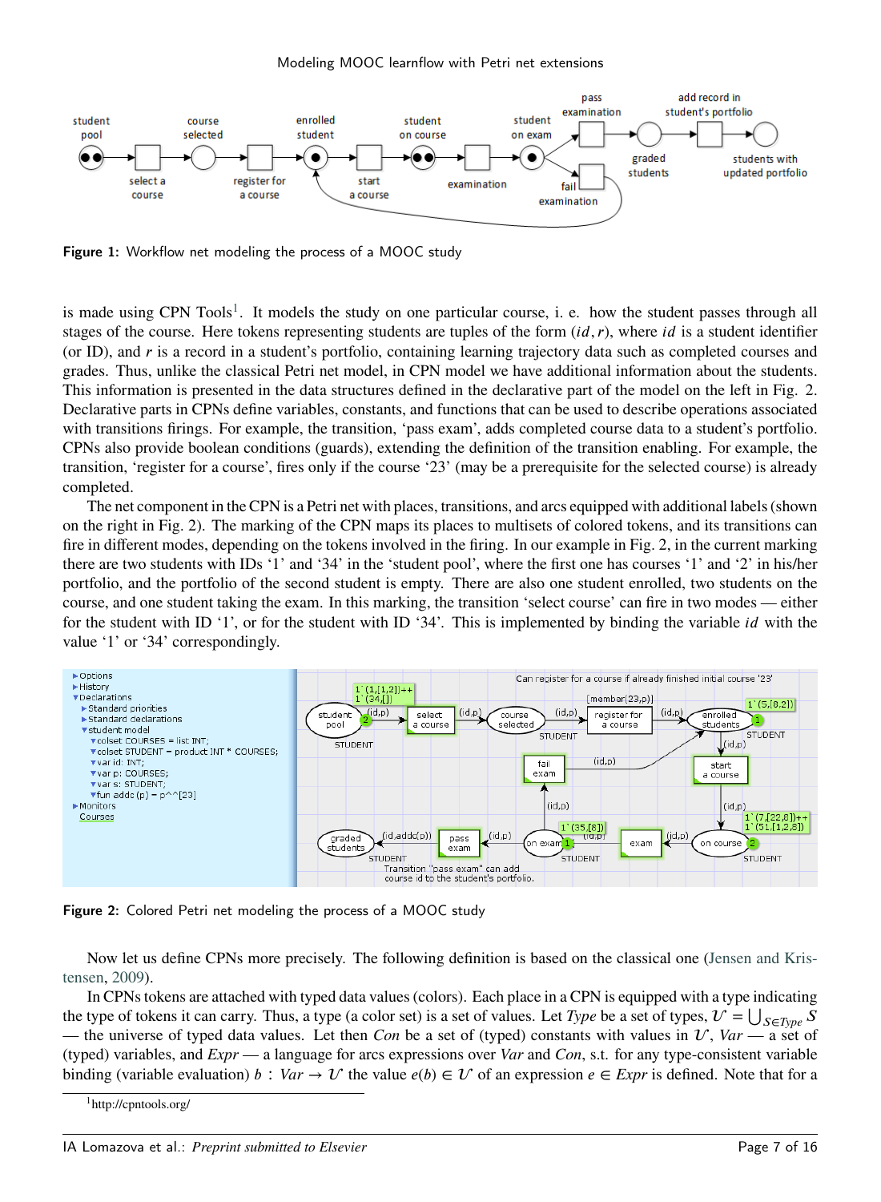Figure 1: Workflow net modeling the process of a MOOC study

is made using CPN Tools[1]. It models the study on one particular course, i. e. how the student passes through all stages of the course. Here tokens representing students are tuples of the form $(id, r)$, where $id$ is a student identifier (or ID), and $r$ is a record in a student's portfolio, containing learning trajectory data such as completed courses and grades. Thus, unlike the classical Petri net model, in CPN model we have additional information about the students. This information is presented in the data structures defined in the declarative part of the model on the left in Fig. 2. Declarative parts in CPNs define variables, constants, and functions that can be used to describe operations associated with transitions firings. For example, the transition, 'pass exam', adds completed course data to a student's portfolio. CPNs also provide boolean conditions (guards), extending the definition of the transition enabling. For example, the transition, 'register for a course', fires only if the course '23' (may be a prerequisite for the selected course) is already completed.

The net component in the CPN is a Petri net with places, transitions, and arcs equipped with additional labels (shown on the right in Fig. 2). The marking of the CPN maps its places to multisets of colored tokens, and its transitions can fire in different modes, depending on the tokens involved in the firing. In our example in Fig. 2, in the current marking there are two students with IDs '1' and '34' in the 'student pool', where the first one has courses '1' and '2' in his/her portfolio, and the portfolio of the second student is empty. There are also one student enrolled, two students on the course, and one student taking the exam. In this marking, the transition 'select course' can fire in two modes — either for the student with ID '1', or for the student with ID '34'. This is implemented by binding the variable $id$ with the value '1' or '34' correspondingly.

Figure 2: Colored Petri net modeling the process of a MOOC study

Now let us define CPNs more precisely. The following definition is based on the classical one (Jensen and Kristensen, 2009).

In CPNs tokens are attached with typed data values (colors). Each place in a CPN is equipped with a type indicating the type of tokens it can carry. Thus, a type (a color set) is a set of values. Let $Type$ be a set of types, $\mathcal{U} = \bigcup_{S \in Type} S$ — the universe of typed data values. Let then $Con$ be a set of (typed) constants with values in $\mathcal{U}$, $Var$ — a set of (typed) variables, and $Expr$ — a language for arcs expressions over $Var$ and $Con$, s.t. for any type-consistent variable binding (variable evaluation) $b : Var \to \mathcal{U}$ the value $e(b) \in \mathcal{U}$ of an expression $e \in Expr$ is defined. Note that for a

[1] http://cpntools.org/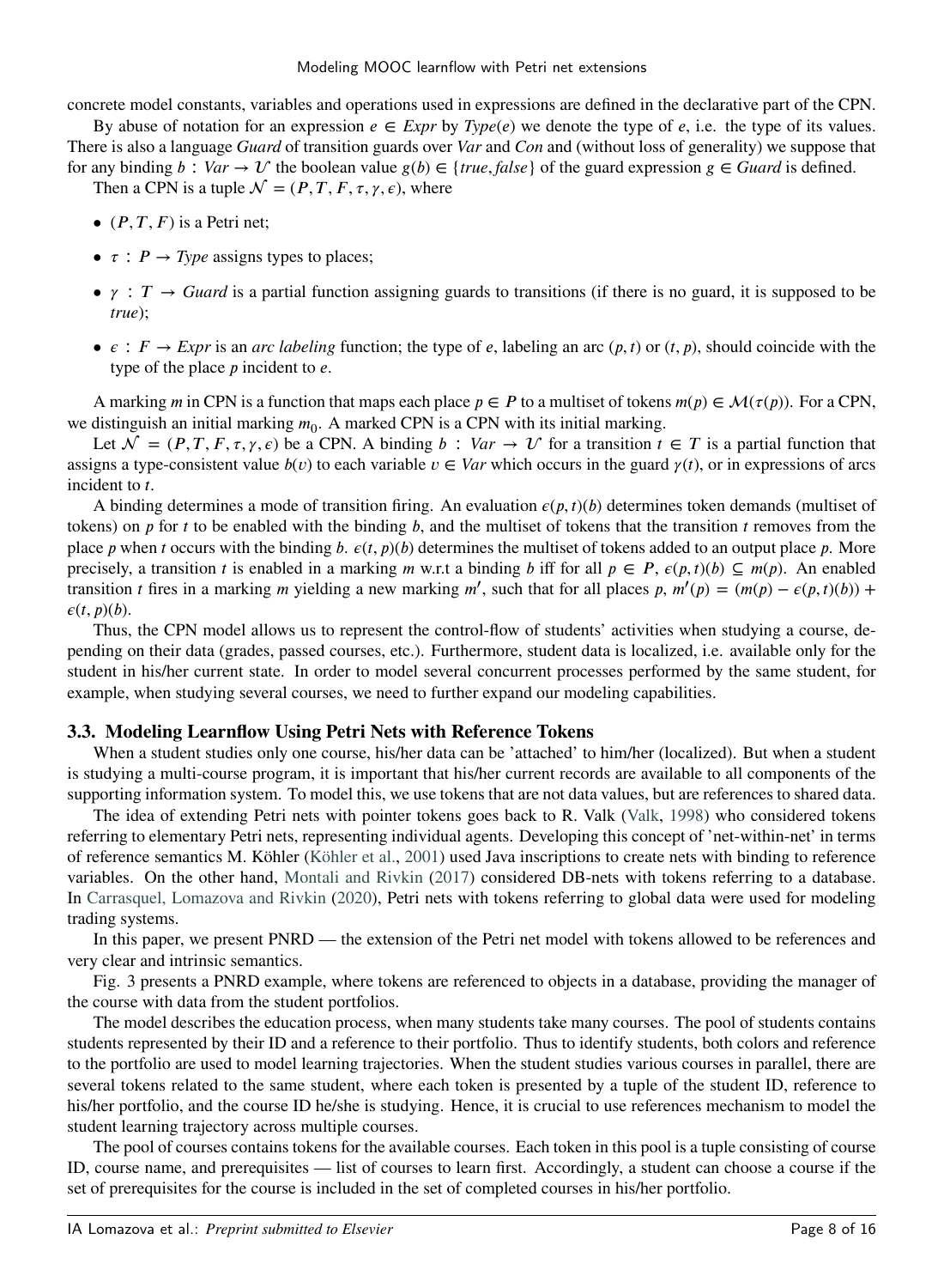concrete model constants, variables and operations used in expressions are defined in the declarative part of the CPN.

By abuse of notation for an expression $e \in Expr$ by $Type(e)$ we denote the type of $e$, i.e. the type of its values. There is also a language *Guard* of transition guards over *Var* and *Con* and (without loss of generality) we suppose that for any binding $b : Var \to \mathcal{U}$ the boolean value $g(b) \in \{true, false\}$ of the guard expression $g \in Guard$ is defined.

Then a CPN is a tuple $\mathcal{N} = (P, T, F, \tau, \gamma, \epsilon)$, where

- $(P, T, F)$ is a Petri net;
- $\tau : P \to Type$ assigns types to places;
- $\gamma : T \to Guard$ is a partial function assigning guards to transitions (if there is no guard, it is supposed to be *true*);
- $\epsilon : F \to Expr$ is an *arc labeling* function; the type of $e$, labeling an arc $(p, t)$ or $(t, p)$, should coincide with the type of the place $p$ incident to $e$.

A marking $m$ in CPN is a function that maps each place $p \in P$ to a multiset of tokens $m(p) \in \mathcal{M}(\tau(p))$. For a CPN, we distinguish an initial marking $m_0$. A marked CPN is a CPN with its initial marking.

Let $\mathcal{N} = (P, T, F, \tau, \gamma, \epsilon)$ be a CPN. A binding $b : Var \to \mathcal{U}$ for a transition $t \in T$ is a partial function that assigns a type-consistent value $b(v)$ to each variable $v \in Var$ which occurs in the guard $\gamma(t)$, or in expressions of arcs incident to $t$.

A binding determines a mode of transition firing. An evaluation $\epsilon(p, t)(b)$ determines token demands (multiset of tokens) on $p$ for $t$ to be enabled with the binding $b$, and the multiset of tokens that the transition $t$ removes from the place $p$ when $t$ occurs with the binding $b$. $\epsilon(t, p)(b)$ determines the multiset of tokens added to an output place $p$. More precisely, a transition $t$ is enabled in a marking $m$ w.r.t a binding $b$ iff for all $p \in P$, $\epsilon(p, t)(b) \subseteq m(p)$. An enabled transition $t$ fires in a marking $m$ yielding a new marking $m'$, such that for all places $p$, $m'(p) = (m(p) - \epsilon(p, t)(b)) + \epsilon(t, p)(b)$.

Thus, the CPN model allows us to represent the control-flow of students' activities when studying a course, depending on their data (grades, passed courses, etc.). Furthermore, student data is localized, i.e. available only for the student in his/her current state. In order to model several concurrent processes performed by the same student, for example, when studying several courses, we need to further expand our modeling capabilities.

### 3.3. Modeling Learnflow Using Petri Nets with Reference Tokens

When a student studies only one course, his/her data can be 'attached' to him/her (localized). But when a student is studying a multi-course program, it is important that his/her current records are available to all components of the supporting information system. To model this, we use tokens that are not data values, but are references to shared data.

The idea of extending Petri nets with pointer tokens goes back to R. Valk (Valk, 1998) who considered tokens referring to elementary Petri nets, representing individual agents. Developing this concept of 'net-within-net' in terms of reference semantics M. Köhler (Köhler et al., 2001) used Java inscriptions to create nets with binding to reference variables. On the other hand, Montali and Rivkin (2017) considered DB-nets with tokens referring to a database. In Carrasquel, Lomazova and Rivkin (2020), Petri nets with tokens referring to global data were used for modeling trading systems.

In this paper, we present PNRD — the extension of the Petri net model with tokens allowed to be references and very clear and intrinsic semantics.

Fig. 3 presents a PNRD example, where tokens are referenced to objects in a database, providing the manager of the course with data from the student portfolios.

The model describes the education process, when many students take many courses. The pool of students contains students represented by their ID and a reference to their portfolio. Thus to identify students, both colors and reference to the portfolio are used to model learning trajectories. When the student studies various courses in parallel, there are several tokens related to the same student, where each token is presented by a tuple of the student ID, reference to his/her portfolio, and the course ID he/she is studying. Hence, it is crucial to use references mechanism to model the student learning trajectory across multiple courses.

The pool of courses contains tokens for the available courses. Each token in this pool is a tuple consisting of course ID, course name, and prerequisites — list of courses to learn first. Accordingly, a student can choose a course if the set of prerequisites for the course is included in the set of completed courses in his/her portfolio.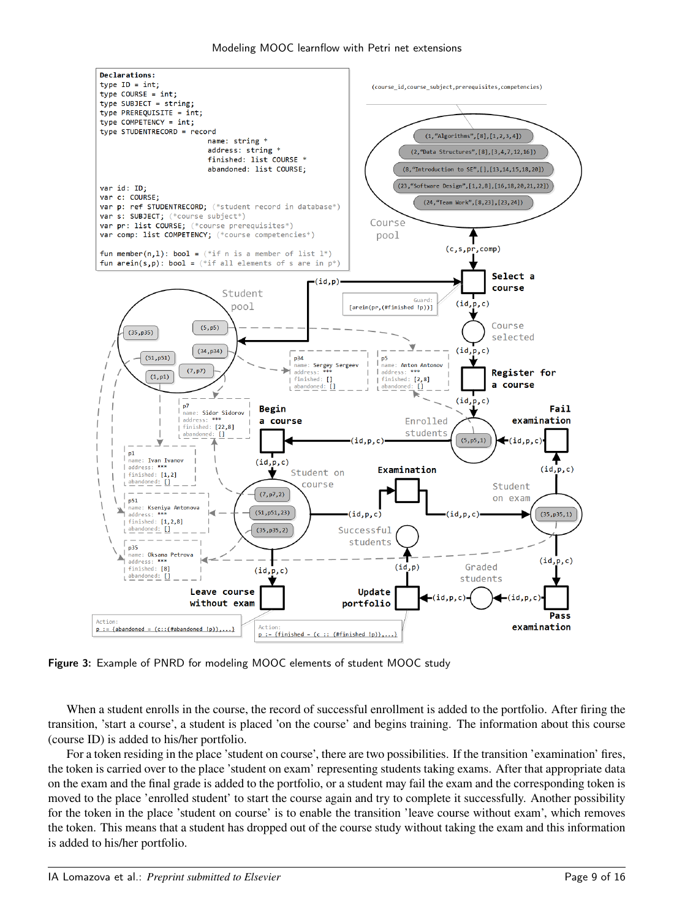**Figure 3:** Example of PNRD for modeling MOOC elements of student MOOC study

When a student enrolls in the course, the record of successful enrollment is added to the portfolio. After firing the transition, 'start a course', a student is placed 'on the course' and begins training. The information about this course (course ID) is added to his/her portfolio.

For a token residing in the place 'student on course', there are two possibilities. If the transition 'examination' fires, the token is carried over to the place 'student on exam' representing students taking exams. After that appropriate data on the exam and the final grade is added to the portfolio, or a student may fail the exam and the corresponding token is moved to the place 'enrolled student' to start the course again and try to complete it successfully. Another possibility for the token in the place 'student on course' is to enable the transition 'leave course without exam', which removes the token. This means that a student has dropped out of the course study without taking the exam and this information is added to his/her portfolio.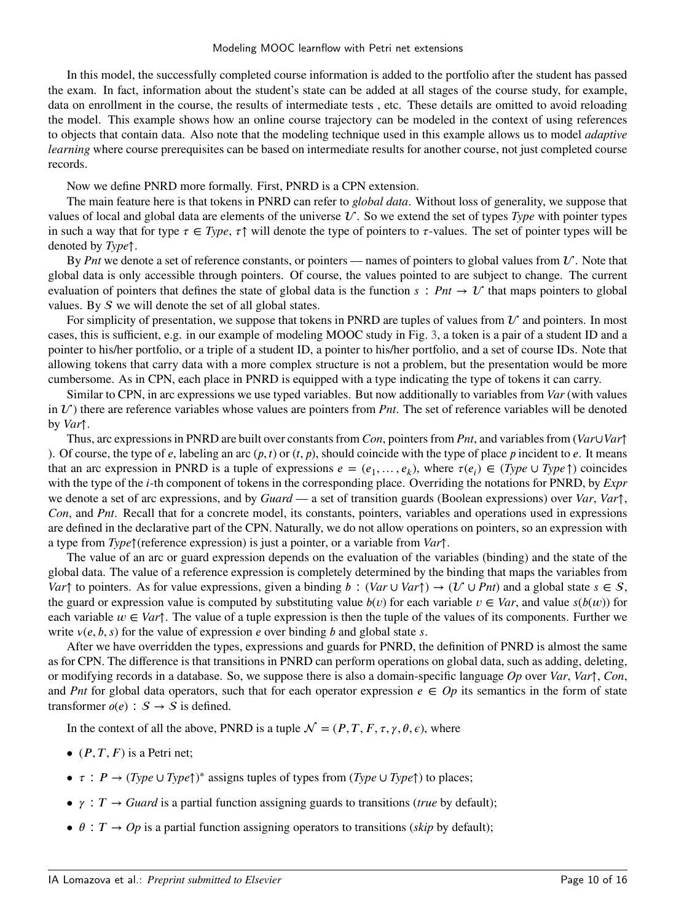In this model, the successfully completed course information is added to the portfolio after the student has passed the exam. In fact, information about the student's state can be added at all stages of the course study, for example, data on enrollment in the course, the results of intermediate tests , etc. These details are omitted to avoid reloading the model. This example shows how an online course trajectory can be modeled in the context of using references to objects that contain data. Also note that the modeling technique used in this example allows us to model *adaptive learning* where course prerequisites can be based on intermediate results for another course, not just completed course records.

Now we define PNRD more formally. First, PNRD is a CPN extension.

The main feature here is that tokens in PNRD can refer to *global data*. Without loss of generality, we suppose that values of local and global data are elements of the universe $\mathcal{U}$. So we extend the set of types *Type* with pointer types in such a way that for type $\tau \in Type$, $\tau\uparrow$ will denote the type of pointers to $\tau$-values. The set of pointer types will be denoted by $Type\uparrow$.

By *Pnt* we denote a set of reference constants, or pointers — names of pointers to global values from $\mathcal{U}$. Note that global data is only accessible through pointers. Of course, the values pointed to are subject to change. The current evaluation of pointers that defines the state of global data is the function $s : Pnt \rightarrow \mathcal{U}$ that maps pointers to global values. By $\mathcal{S}$ we will denote the set of all global states.

For simplicity of presentation, we suppose that tokens in PNRD are tuples of values from $\mathcal{U}$ and pointers. In most cases, this is sufficient, e.g. in our example of modeling MOOC study in Fig. 3, a token is a pair of a student ID and a pointer to his/her portfolio, or a triple of a student ID, a pointer to his/her portfolio, and a set of course IDs. Note that allowing tokens that carry data with a more complex structure is not a problem, but the presentation would be more cumbersome. As in CPN, each place in PNRD is equipped with a type indicating the type of tokens it can carry.

Similar to CPN, in arc expressions we use typed variables. But now additionally to variables from *Var* (with values in $\mathcal{U}$) there are reference variables whose values are pointers from *Pnt*. The set of reference variables will be denoted by $Var\uparrow$.

Thus, arc expressions in PNRD are built over constants from *Con*, pointers from *Pnt*, and variables from $(Var \cup Var\uparrow)$. Of course, the type of $e$, labeling an arc $(p, t)$ or $(t, p)$, should coincide with the type of place $p$ incident to $e$. It means that an arc expression in PNRD is a tuple of expressions $e = (e_1, \dots, e_k)$, where $\tau(e_i) \in (Type \cup Type\uparrow)$ coincides with the type of the $i$-th component of tokens in the corresponding place. Overriding the notations for PNRD, by *Expr* we denote a set of arc expressions, and by *Guard* — a set of transition guards (Boolean expressions) over *Var*, $Var\uparrow$, *Con*, and *Pnt*. Recall that for a concrete model, its constants, pointers, variables and operations used in expressions are defined in the declarative part of the CPN. Naturally, we do not allow operations on pointers, so an expression with a type from $Type\uparrow$(reference expression) is just a pointer, or a variable from $Var\uparrow$.

The value of an arc or guard expression depends on the evaluation of the variables (binding) and the state of the global data. The value of a reference expression is completely determined by the binding that maps the variables from $Var\uparrow$ to pointers. As for value expressions, given a binding $b : (Var \cup Var\uparrow) \rightarrow (\mathcal{U} \cup Pnt)$ and a global state $s \in \mathcal{S}$, the guard or expression value is computed by substituting value $b(v)$ for each variable $v \in Var$, and value $s(b(w))$ for each variable $w \in Var\uparrow$. The value of a tuple expression is then the tuple of the values of its components. Further we write $v(e, b, s)$ for the value of expression $e$ over binding $b$ and global state $s$.

After we have overridden the types, expressions and guards for PNRD, the definition of PNRD is almost the same as for CPN. The difference is that transitions in PNRD can perform operations on global data, such as adding, deleting, or modifying records in a database. So, we suppose there is also a domain-specific language *Op* over *Var*, $Var\uparrow$, *Con*, and *Pnt* for global data operators, such that for each operator expression $e \in Op$ its semantics in the form of state transformer $o(e) : \mathcal{S} \rightarrow \mathcal{S}$ is defined.

In the context of all the above, PNRD is a tuple $\mathcal{N} = (P, T, F, \tau, \gamma, \theta, \epsilon)$, where

- $(P, T, F)$ is a Petri net;
- $\tau : P \rightarrow (Type \cup Type\uparrow)^*$ assigns tuples of types from $(Type \cup Type\uparrow)$ to places;
- $\gamma : T \rightarrow Guard$ is a partial function assigning guards to transitions (*true* by default);
- $\theta : T \rightarrow Op$ is a partial function assigning operators to transitions (*skip* by default);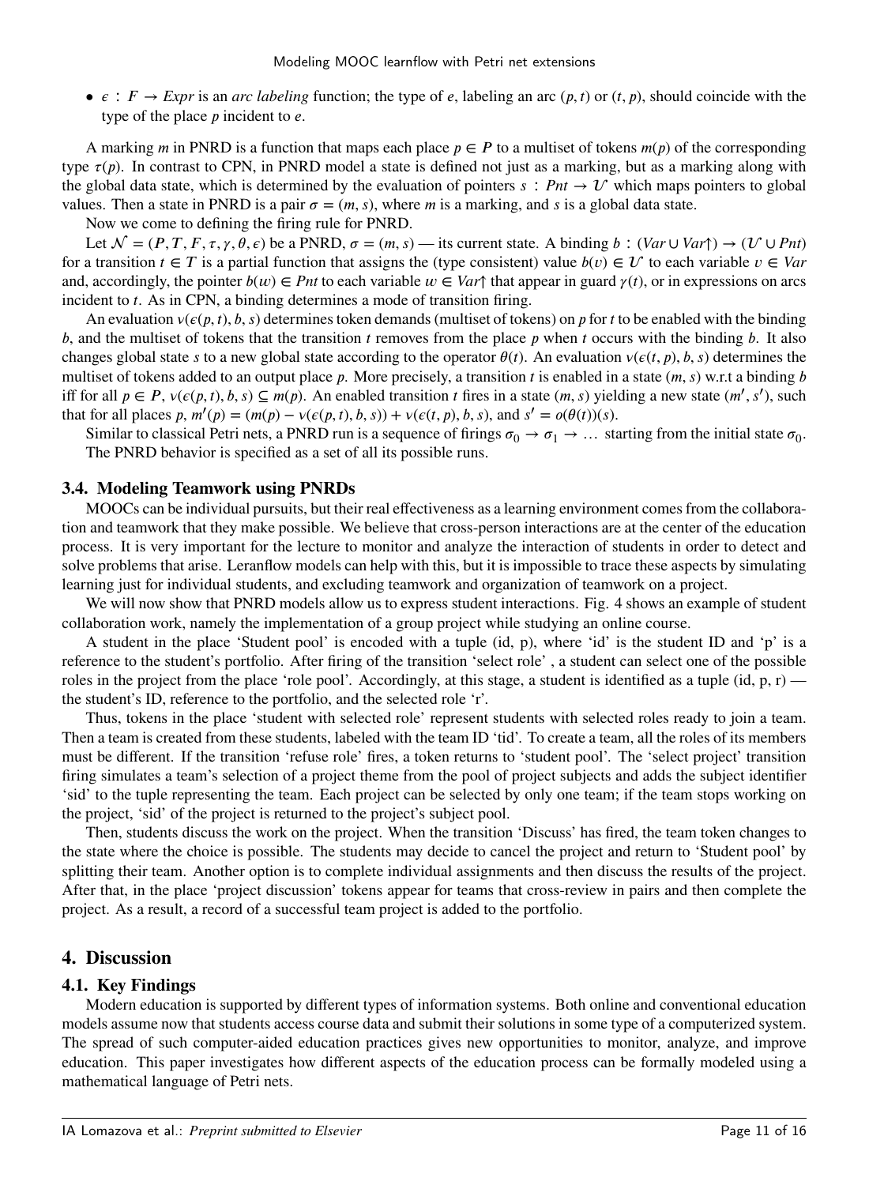- $\epsilon : F \rightarrow Expr$ is an *arc labeling* function; the type of $e$, labeling an arc $(p, t)$ or $(t, p)$, should coincide with the type of the place $p$ incident to $e$.

A marking $m$ in PNRD is a function that maps each place $p \in P$ to a multiset of tokens $m(p)$ of the corresponding type $\tau(p)$. In contrast to CPN, in PNRD model a state is defined not just as a marking, but as a marking along with the global data state, which is determined by the evaluation of pointers $s : Pnt \rightarrow \mathcal{U}$ which maps pointers to global values. Then a state in PNRD is a pair $\sigma = (m, s)$, where $m$ is a marking, and $s$ is a global data state.

Now we come to defining the firing rule for PNRD.

Let $\mathcal{N} = (P, T, F, \tau, \gamma, \theta, \epsilon)$ be a PNRD, $\sigma = (m, s)$ — its current state. A binding $b : (Var \cup Var\uparrow) \rightarrow (\mathcal{U} \cup Pnt)$ for a transition $t \in T$ is a partial function that assigns the (type consistent) value $b(v) \in \mathcal{U}$ to each variable $v \in Var$ and, accordingly, the pointer $b(w) \in Pnt$ to each variable $w \in Var\uparrow$ that appear in guard $\gamma(t)$, or in expressions on arcs incident to $t$. As in CPN, a binding determines a mode of transition firing.

An evaluation $\nu(\epsilon(p, t), b, s)$ determines token demands (multiset of tokens) on $p$ for $t$ to be enabled with the binding $b$, and the multiset of tokens that the transition $t$ removes from the place $p$ when $t$ occurs with the binding $b$. It also changes global state $s$ to a new global state according to the operator $\theta(t)$. An evaluation $\nu(\epsilon(t, p), b, s)$ determines the multiset of tokens added to an output place $p$. More precisely, a transition $t$ is enabled in a state $(m, s)$ w.r.t a binding $b$ iff for all $p \in P$, $\nu(\epsilon(p, t), b, s) \subseteq m(p)$. An enabled transition $t$ fires in a state $(m, s)$ yielding a new state $(m', s')$, such that for all places $p$, $m'(p) = (m(p) - \nu(\epsilon(p, t), b, s)) + \nu(\epsilon(t, p), b, s)$, and $s' = o(\theta(t))(s)$.

Similar to classical Petri nets, a PNRD run is a sequence of firings $\sigma_0 \rightarrow \sigma_1 \rightarrow \ldots$ starting from the initial state $\sigma_0$. The PNRD behavior is specified as a set of all its possible runs.

### 3.4. Modeling Teamwork using PNRDs

MOOCs can be individual pursuits, but their real effectiveness as a learning environment comes from the collaboration and teamwork that they make possible. We believe that cross-person interactions are at the center of the education process. It is very important for the lecture to monitor and analyze the interaction of students in order to detect and solve problems that arise. Leranflow models can help with this, but it is impossible to trace these aspects by simulating learning just for individual students, and excluding teamwork and organization of teamwork on a project.

We will now show that PNRD models allow us to express student interactions. Fig. 4 shows an example of student collaboration work, namely the implementation of a group project while studying an online course.

A student in the place 'Student pool' is encoded with a tuple (id, p), where 'id' is the student ID and 'p' is a reference to the student's portfolio. After firing of the transition 'select role' , a student can select one of the possible roles in the project from the place 'role pool'. Accordingly, at this stage, a student is identified as a tuple (id, p, r) — the student's ID, reference to the portfolio, and the selected role 'r'.

Thus, tokens in the place 'student with selected role' represent students with selected roles ready to join a team. Then a team is created from these students, labeled with the team ID 'tid'. To create a team, all the roles of its members must be different. If the transition 'refuse role' fires, a token returns to 'student pool'. The 'select project' transition firing simulates a team's selection of a project theme from the pool of project subjects and adds the subject identifier 'sid' to the tuple representing the team. Each project can be selected by only one team; if the team stops working on the project, 'sid' of the project is returned to the project's subject pool.

Then, students discuss the work on the project. When the transition 'Discuss' has fired, the team token changes to the state where the choice is possible. The students may decide to cancel the project and return to 'Student pool' by splitting their team. Another option is to complete individual assignments and then discuss the results of the project. After that, in the place 'project discussion' tokens appear for teams that cross-review in pairs and then complete the project. As a result, a record of a successful team project is added to the portfolio.

## 4. Discussion

### 4.1. Key Findings

Modern education is supported by different types of information systems. Both online and conventional education models assume now that students access course data and submit their solutions in some type of a computerized system. The spread of such computer-aided education practices gives new opportunities to monitor, analyze, and improve education. This paper investigates how different aspects of the education process can be formally modeled using a mathematical language of Petri nets.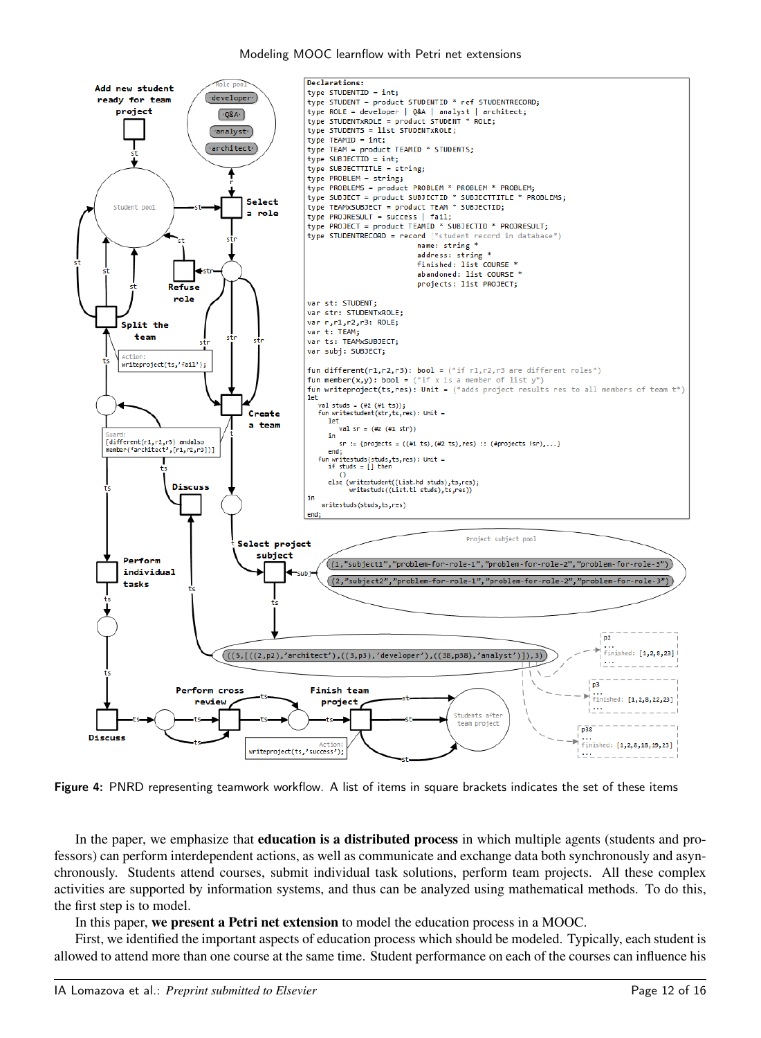```
Declarations:
type STUDENTID = int;
type STUDENT = product STUDENTID * ref STUDENTRECORD;
type ROLE = developer | Q&A | analyst | architect;
type STUDENTxROLE = product STUDENT * ROLE;
type STUDENTS = list STUDENTxROLE;
type TEAMID = int;
type TEAM = product TEAMID * STUDENTS;
type SUBJECTID = int;
type SUBJECTTITLE = string;
type PROBLEM = string;
type PROBLEMS = product PROBLEM * PROBLEM * PROBLEM;
type SUBJECT = product SUBJECTID * SUBJECTTITLE * PROBLEMS;
type TEAMxSUBJECT = product TEAM * SUBJECTID;
type PROJRESULT = success | fail;
type PROJECT = product TEAMID * SUBJECTID * PROJRESULT;
type STUDENTRECORD = record (*student record in database*)
                     name: string *
                     address: string *
                     finished: list COURSE *
                     abandoned: list COURSE *
                     projects: list PROJECT;

var st: STUDENT;
var str: STUDENTxROLE;
var r,r1,r2,r3: ROLE;
var t: TEAM;
var ts: TEAMxSUBJECT;
var subj: SUBJECT;

fun different(r1,r2,r3): bool = (*if r1,r2,r3 are different roles*)
fun member(x,y): bool = (*if x is a member of list y*)
fun writeproject(ts,res): Unit = (*adds project results res to all members of team t*)
let
  val studs = (#2 (#1 ts));
  fun writestudent(str,ts,res): Unit =
    let
      val sr = (#2 (#1 str))
    in
      sr := {projects = ((#1 ts),(#2 ts),res) :: (#projects !sr),...}
    end;
  fun writestuds(studs,ts,res): Unit =
    if studs = [] then
      ()
    else (writestudent((List.hd studs),ts,res);
          writestuds((List.tl studs),ts,res))
in
  writestuds(studs,ts,res)
end;
```

**Figure 4:** PNRD representing teamwork workflow. A list of items in square brackets indicates the set of these items

In the paper, we emphasize that **education is a distributed process** in which multiple agents (students and professors) can perform interdependent actions, as well as communicate and exchange data both synchronously and asynchronously. Students attend courses, submit individual task solutions, perform team projects. All these complex activities are supported by information systems, and thus can be analyzed using mathematical methods. To do this, the first step is to model.

In this paper, **we present a Petri net extension** to model the education process in a MOOC.

First, we identified the important aspects of education process which should be modeled. Typically, each student is allowed to attend more than one course at the same time. Student performance on each of the courses can influence his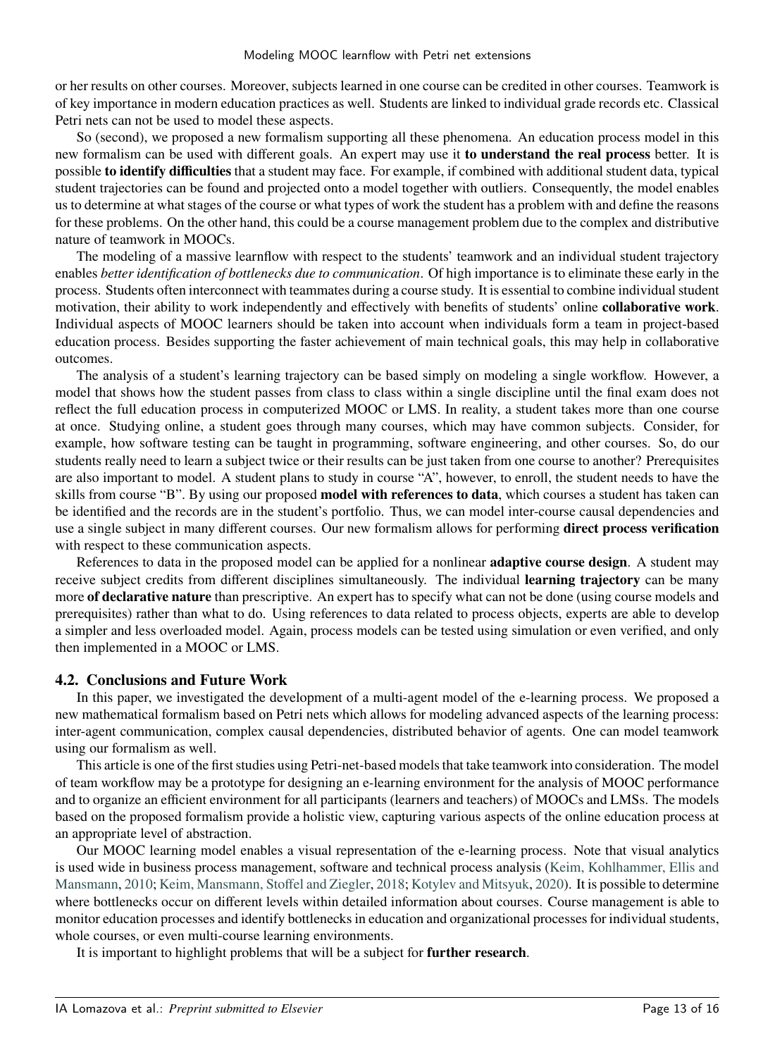or her results on other courses. Moreover, subjects learned in one course can be credited in other courses. Teamwork is of key importance in modern education practices as well. Students are linked to individual grade records etc. Classical Petri nets can not be used to model these aspects.

So (second), we proposed a new formalism supporting all these phenomena. An education process model in this new formalism can be used with different goals. An expert may use it **to understand the real process** better. It is possible **to identify difficulties** that a student may face. For example, if combined with additional student data, typical student trajectories can be found and projected onto a model together with outliers. Consequently, the model enables us to determine at what stages of the course or what types of work the student has a problem with and define the reasons for these problems. On the other hand, this could be a course management problem due to the complex and distributive nature of teamwork in MOOCs.

The modeling of a massive learnflow with respect to the students' teamwork and an individual student trajectory enables *better identification of bottlenecks due to communication*. Of high importance is to eliminate these early in the process. Students often interconnect with teammates during a course study. It is essential to combine individual student motivation, their ability to work independently and effectively with benefits of students' online **collaborative work**. Individual aspects of MOOC learners should be taken into account when individuals form a team in project-based education process. Besides supporting the faster achievement of main technical goals, this may help in collaborative outcomes.

The analysis of a student's learning trajectory can be based simply on modeling a single workflow. However, a model that shows how the student passes from class to class within a single discipline until the final exam does not reflect the full education process in computerized MOOC or LMS. In reality, a student takes more than one course at once. Studying online, a student goes through many courses, which may have common subjects. Consider, for example, how software testing can be taught in programming, software engineering, and other courses. So, do our students really need to learn a subject twice or their results can be just taken from one course to another? Prerequisites are also important to model. A student plans to study in course "A", however, to enroll, the student needs to have the skills from course "B". By using our proposed **model with references to data**, which courses a student has taken can be identified and the records are in the student's portfolio. Thus, we can model inter-course causal dependencies and use a single subject in many different courses. Our new formalism allows for performing **direct process verification** with respect to these communication aspects.

References to data in the proposed model can be applied for a nonlinear **adaptive course design**. A student may receive subject credits from different disciplines simultaneously. The individual **learning trajectory** can be many more **of declarative nature** than prescriptive. An expert has to specify what can not be done (using course models and prerequisites) rather than what to do. Using references to data related to process objects, experts are able to develop a simpler and less overloaded model. Again, process models can be tested using simulation or even verified, and only then implemented in a MOOC or LMS.

## 4.2. Conclusions and Future Work

In this paper, we investigated the development of a multi-agent model of the e-learning process. We proposed a new mathematical formalism based on Petri nets which allows for modeling advanced aspects of the learning process: inter-agent communication, complex causal dependencies, distributed behavior of agents. One can model teamwork using our formalism as well.

This article is one of the first studies using Petri-net-based models that take teamwork into consideration. The model of team workflow may be a prototype for designing an e-learning environment for the analysis of MOOC performance and to organize an efficient environment for all participants (learners and teachers) of MOOCs and LMSs. The models based on the proposed formalism provide a holistic view, capturing various aspects of the online education process at an appropriate level of abstraction.

Our MOOC learning model enables a visual representation of the e-learning process. Note that visual analytics is used wide in business process management, software and technical process analysis (Keim, Kohlhammer, Ellis and Mansmann, 2010; Keim, Mansmann, Stoffel and Ziegler, 2018; Kotylev and Mitsyuk, 2020). It is possible to determine where bottlenecks occur on different levels within detailed information about courses. Course management is able to monitor education processes and identify bottlenecks in education and organizational processes for individual students, whole courses, or even multi-course learning environments.

It is important to highlight problems that will be a subject for **further research**.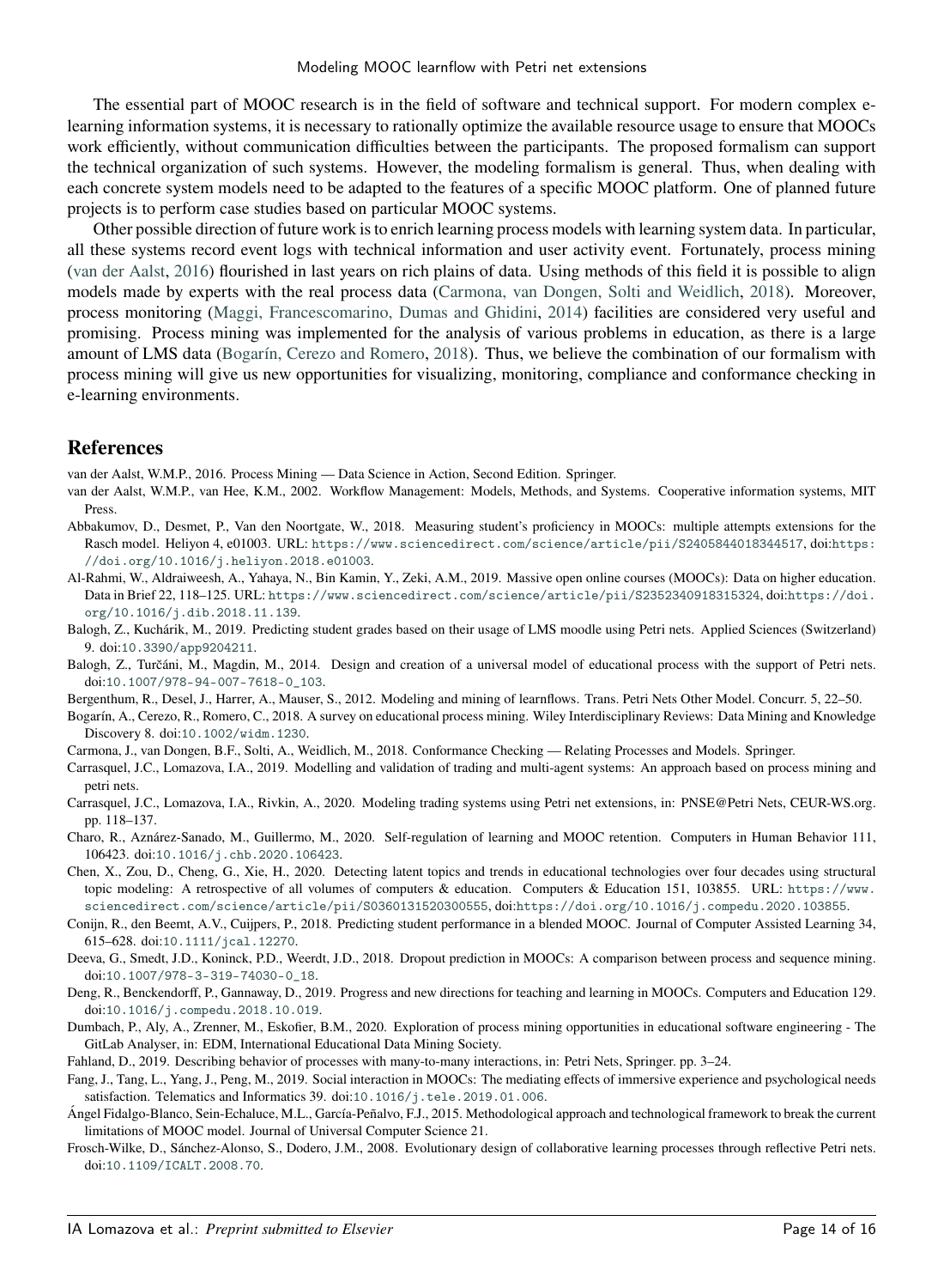The essential part of MOOC research is in the field of software and technical support. For modern complex e-learning information systems, it is necessary to rationally optimize the available resource usage to ensure that MOOCs work efficiently, without communication difficulties between the participants. The proposed formalism can support the technical organization of such systems. However, the modeling formalism is general. Thus, when dealing with each concrete system models need to be adapted to the features of a specific MOOC platform. One of planned future projects is to perform case studies based on particular MOOC systems.

Other possible direction of future work is to enrich learning process models with learning system data. In particular, all these systems record event logs with technical information and user activity event. Fortunately, process mining (van der Aalst, 2016) flourished in last years on rich plains of data. Using methods of this field it is possible to align models made by experts with the real process data (Carmona, van Dongen, Solti and Weidlich, 2018). Moreover, process monitoring (Maggi, Francescomarino, Dumas and Ghidini, 2014) facilities are considered very useful and promising. Process mining was implemented for the analysis of various problems in education, as there is a large amount of LMS data (Bogarín, Cerezo and Romero, 2018). Thus, we believe the combination of our formalism with process mining will give us new opportunities for visualizing, monitoring, compliance and conformance checking in e-learning environments.

## References

van der Aalst, W.M.P., 2016. Process Mining — Data Science in Action, Second Edition. Springer.

van der Aalst, W.M.P., van Hee, K.M., 2002. Workflow Management: Models, Methods, and Systems. Cooperative information systems, MIT Press.

Abbakumov, D., Desmet, P., Van den Noortgate, W., 2018. Measuring student's proficiency in MOOCs: multiple attempts extensions for the Rasch model. Heliyon 4, e01003. URL: https://www.sciencedirect.com/science/article/pii/S2405844018344517, doi:https://doi.org/10.1016/j.heliyon.2018.e01003.

Al-Rahmi, W., Aldraiweesh, A., Yahaya, N., Bin Kamin, Y., Zeki, A.M., 2019. Massive open online courses (MOOCs): Data on higher education. Data in Brief 22, 118–125. URL: https://www.sciencedirect.com/science/article/pii/S2352340918315324, doi:https://doi.org/10.1016/j.dib.2018.11.139.

Balogh, Z., Kuchárik, M., 2019. Predicting student grades based on their usage of LMS moodle using Petri nets. Applied Sciences (Switzerland) 9. doi:10.3390/app9204211.

Balogh, Z., Turčáni, M., Magdin, M., 2014. Design and creation of a universal model of educational process with the support of Petri nets. doi:10.1007/978-94-007-7618-0_103.

Bergenthum, R., Desel, J., Harrer, A., Mauser, S., 2012. Modeling and mining of learnflows. Trans. Petri Nets Other Model. Concurr. 5, 22–50.

Bogarín, A., Cerezo, R., Romero, C., 2018. A survey on educational process mining. Wiley Interdisciplinary Reviews: Data Mining and Knowledge Discovery 8. doi:10.1002/widm.1230.

Carmona, J., van Dongen, B.F., Solti, A., Weidlich, M., 2018. Conformance Checking — Relating Processes and Models. Springer.

Carrasquel, J.C., Lomazova, I.A., 2019. Modelling and validation of trading and multi-agent systems: An approach based on process mining and petri nets.

Carrasquel, J.C., Lomazova, I.A., Rivkin, A., 2020. Modeling trading systems using Petri net extensions, in: PNSE@Petri Nets, CEUR-WS.org. pp. 118–137.

Charo, R., Aznárez-Sanado, M., Guillermo, M., 2020. Self-regulation of learning and MOOC retention. Computers in Human Behavior 111, 106423. doi:10.1016/j.chb.2020.106423.

Chen, X., Zou, D., Cheng, G., Xie, H., 2020. Detecting latent topics and trends in educational technologies over four decades using structural topic modeling: A retrospective of all volumes of computers & education. Computers & Education 151, 103855. URL: https://www.sciencedirect.com/science/article/pii/S0360131520300555, doi:https://doi.org/10.1016/j.compedu.2020.103855.

Conijn, R., den Beemt, A.V., Cuijpers, P., 2018. Predicting student performance in a blended MOOC. Journal of Computer Assisted Learning 34, 615–628. doi:10.1111/jcal.12270.

Deeva, G., Smedt, J.D., Koninck, P.D., Weerdt, J.D., 2018. Dropout prediction in MOOCs: A comparison between process and sequence mining. doi:10.1007/978-3-319-74030-0_18.

Deng, R., Benckendorff, P., Gannaway, D., 2019. Progress and new directions for teaching and learning in MOOCs. Computers and Education 129. doi:10.1016/j.compedu.2018.10.019.

Dumbach, P., Aly, A., Zrenner, M., Eskofier, B.M., 2020. Exploration of process mining opportunities in educational software engineering - The GitLab Analyser, in: EDM, International Educational Data Mining Society.

Fahland, D., 2019. Describing behavior of processes with many-to-many interactions, in: Petri Nets, Springer. pp. 3–24.

Fang, J., Tang, L., Yang, J., Peng, M., 2019. Social interaction in MOOCs: The mediating effects of immersive experience and psychological needs satisfaction. Telematics and Informatics 39. doi:10.1016/j.tele.2019.01.006.

Ángel Fidalgo-Blanco, Sein-Echaluce, M.L., García-Peñalvo, F.J., 2015. Methodological approach and technological framework to break the current limitations of MOOC model. Journal of Universal Computer Science 21.

Frosch-Wilke, D., Sánchez-Alonso, S., Dodero, J.M., 2008. Evolutionary design of collaborative learning processes through reflective Petri nets. doi:10.1109/ICALT.2008.70.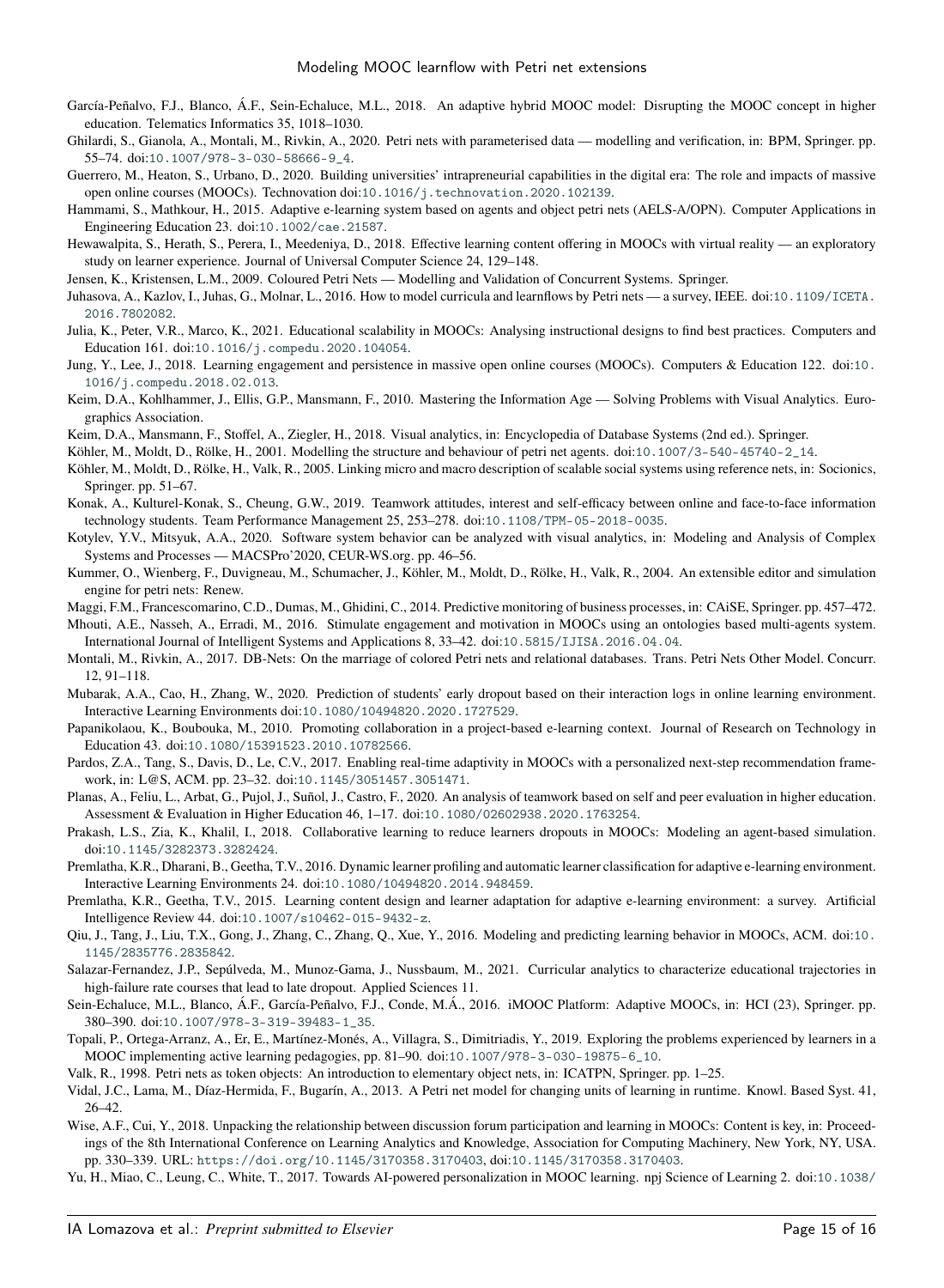García-Peñalvo, F.J., Blanco, Á.F., Sein-Echaluce, M.L., 2018. An adaptive hybrid MOOC model: Disrupting the MOOC concept in higher education. Telematics Informatics 35, 1018–1030.

Ghilardi, S., Gianola, A., Montali, M., Rivkin, A., 2020. Petri nets with parameterised data — modelling and verification, in: BPM, Springer. pp. 55–74. doi:10.1007/978-3-030-58666-9_4.

Guerrero, M., Heaton, S., Urbano, D., 2020. Building universities' intrapreneurial capabilities in the digital era: The role and impacts of massive open online courses (MOOCs). Technovation doi:10.1016/j.technovation.2020.102139.

Hammami, S., Mathkour, H., 2015. Adaptive e-learning system based on agents and object petri nets (AELS-A/OPN). Computer Applications in Engineering Education 23. doi:10.1002/cae.21587.

Hewawalpita, S., Herath, S., Perera, I., Meedeniya, D., 2018. Effective learning content offering in MOOCs with virtual reality — an exploratory study on learner experience. Journal of Universal Computer Science 24, 129–148.

Jensen, K., Kristensen, L.M., 2009. Coloured Petri Nets — Modelling and Validation of Concurrent Systems. Springer.

Juhasova, A., Kazlov, I., Juhas, G., Molnar, L., 2016. How to model curricula and learnflows by Petri nets — a survey, IEEE. doi:10.1109/ICETA.2016.7802082.

Julia, K., Peter, V.R., Marco, K., 2021. Educational scalability in MOOCs: Analysing instructional designs to find best practices. Computers and Education 161. doi:10.1016/j.compedu.2020.104054.

Jung, Y., Lee, J., 2018. Learning engagement and persistence in massive open online courses (MOOCs). Computers & Education 122. doi:10.1016/j.compedu.2018.02.013.

Keim, D.A., Kohlhammer, J., Ellis, G.P., Mansmann, F., 2010. Mastering the Information Age — Solving Problems with Visual Analytics. Eurographics Association.

Keim, D.A., Mansmann, F., Stoffel, A., Ziegler, H., 2018. Visual analytics, in: Encyclopedia of Database Systems (2nd ed.). Springer.

Köhler, M., Moldt, D., Rölke, H., 2001. Modelling the structure and behaviour of petri net agents. doi:10.1007/3-540-45740-2_14.

Köhler, M., Moldt, D., Rölke, H., Valk, R., 2005. Linking micro and macro description of scalable social systems using reference nets, in: Socionics, Springer. pp. 51–67.

Konak, A., Kulturel-Konak, S., Cheung, G.W., 2019. Teamwork attitudes, interest and self-efficacy between online and face-to-face information technology students. Team Performance Management 25, 253–278. doi:10.1108/TPM-05-2018-0035.

Kotylev, Y.V., Mitsyuk, A.A., 2020. Software system behavior can be analyzed with visual analytics, in: Modeling and Analysis of Complex Systems and Processes — MACSPro'2020, CEUR-WS.org. pp. 46–56.

Kummer, O., Wienberg, F., Duvigneau, M., Schumacher, J., Köhler, M., Moldt, D., Rölke, H., Valk, R., 2004. An extensible editor and simulation engine for petri nets: Renew.

Maggi, F.M., Francescomarino, C.D., Dumas, M., Ghidini, C., 2014. Predictive monitoring of business processes, in: CAiSE, Springer. pp. 457–472.

Mhouti, A.E., Nasseh, A., Erradi, M., 2016. Stimulate engagement and motivation in MOOCs using an ontologies based multi-agents system. International Journal of Intelligent Systems and Applications 8, 33–42. doi:10.5815/IJISA.2016.04.04.

Montali, M., Rivkin, A., 2017. DB-Nets: On the marriage of colored Petri nets and relational databases. Trans. Petri Nets Other Model. Concurr. 12, 91–118.

Mubarak, A.A., Cao, H., Zhang, W., 2020. Prediction of students' early dropout based on their interaction logs in online learning environment. Interactive Learning Environments doi:10.1080/10494820.2020.1727529.

Papanikolaou, K., Boubouka, M., 2010. Promoting collaboration in a project-based e-learning context. Journal of Research on Technology in Education 43. doi:10.1080/15391523.2010.10782566.

Pardos, Z.A., Tang, S., Davis, D., Le, C.V., 2017. Enabling real-time adaptivity in MOOCs with a personalized next-step recommendation framework, in: L@S, ACM. pp. 23–32. doi:10.1145/3051457.3051471.

Planas, A., Feliu, L., Arbat, G., Pujol, J., Suñol, J., Castro, F., 2020. An analysis of teamwork based on self and peer evaluation in higher education. Assessment & Evaluation in Higher Education 46, 1–17. doi:10.1080/02602938.2020.1763254.

Prakash, L.S., Zia, K., Khalil, I., 2018. Collaborative learning to reduce learners dropouts in MOOCs: Modeling an agent-based simulation. doi:10.1145/3282373.3282424.

Premlatha, K.R., Dharani, B., Geetha, T.V., 2016. Dynamic learner profiling and automatic learner classification for adaptive e-learning environment. Interactive Learning Environments 24. doi:10.1080/10494820.2014.948459.

Premlatha, K.R., Geetha, T.V., 2015. Learning content design and learner adaptation for adaptive e-learning environment: a survey. Artificial Intelligence Review 44. doi:10.1007/s10462-015-9432-z.

Qiu, J., Tang, J., Liu, T.X., Gong, J., Zhang, C., Zhang, Q., Xue, Y., 2016. Modeling and predicting learning behavior in MOOCs, ACM. doi:10.1145/2835776.2835842.

Salazar-Fernandez, J.P., Sepúlveda, M., Munoz-Gama, J., Nussbaum, M., 2021. Curricular analytics to characterize educational trajectories in high-failure rate courses that lead to late dropout. Applied Sciences 11.

Sein-Echaluce, M.L., Blanco, Á.F., García-Peñalvo, F.J., Conde, M.Á., 2016. iMOOC Platform: Adaptive MOOCs, in: HCI (23), Springer. pp. 380–390. doi:10.1007/978-3-319-39483-1_35.

Topali, P., Ortega-Arranz, A., Er, E., Martínez-Monés, A., Villagra, S., Dimitriadis, Y., 2019. Exploring the problems experienced by learners in a MOOC implementing active learning pedagogies, pp. 81–90. doi:10.1007/978-3-030-19875-6_10.

Valk, R., 1998. Petri nets as token objects: An introduction to elementary object nets, in: ICATPN, Springer. pp. 1–25.

Vidal, J.C., Lama, M., Díaz-Hermida, F., Bugarín, A., 2013. A Petri net model for changing units of learning in runtime. Knowl. Based Syst. 41, 26–42.

Wise, A.F., Cui, Y., 2018. Unpacking the relationship between discussion forum participation and learning in MOOCs: Content is key, in: Proceedings of the 8th International Conference on Learning Analytics and Knowledge, Association for Computing Machinery, New York, NY, USA. pp. 330–339. URL: https://doi.org/10.1145/3170358.3170403, doi:10.1145/3170358.3170403.

Yu, H., Miao, C., Leung, C., White, T., 2017. Towards AI-powered personalization in MOOC learning. npj Science of Learning 2. doi:10.1038/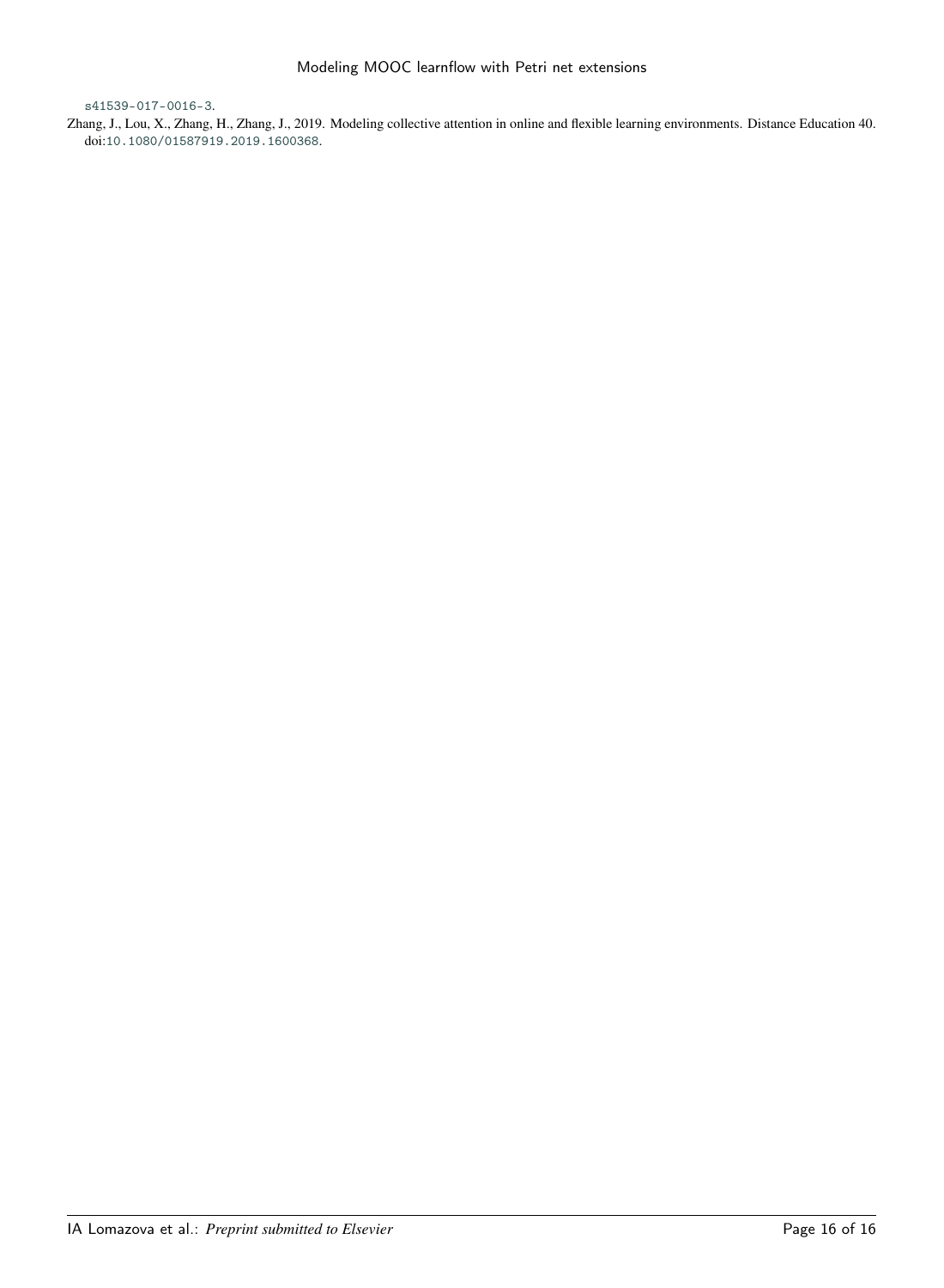s41539-017-0016-3.

Zhang, J., Lou, X., Zhang, H., Zhang, J., 2019. Modeling collective attention in online and flexible learning environments. Distance Education 40. doi:10.1080/01587919.2019.1600368.